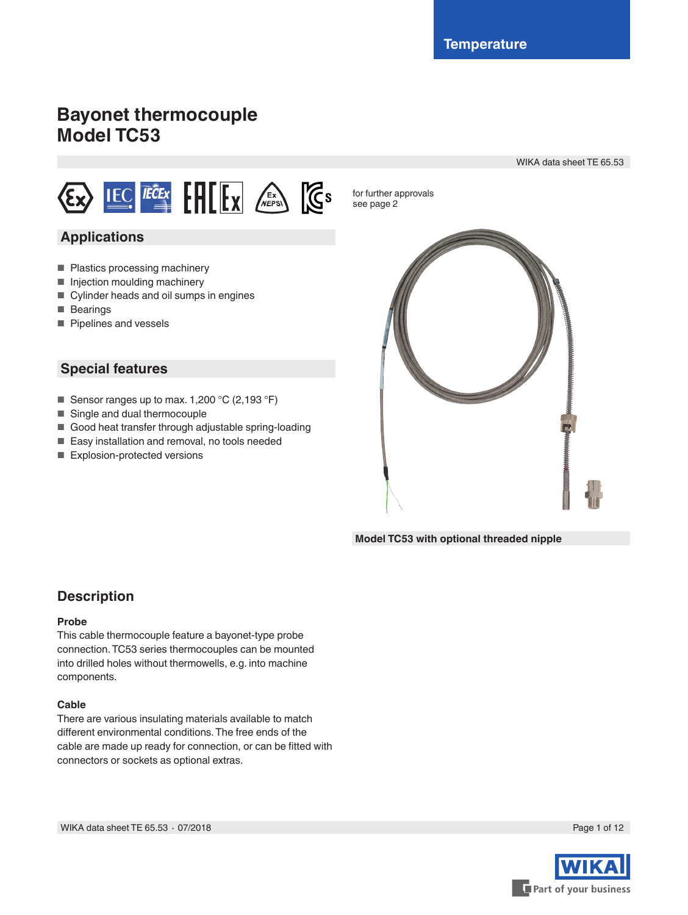Temperature

# Bayonet thermocouple
# Model TC53

WIKA data sheet TE 65.53

for further approvals see page 2

## Applications

- Plastics processing machinery
- Injection moulding machinery
- Cylinder heads and oil sumps in engines
- Bearings
- Pipelines and vessels

## Special features

- Sensor ranges up to max. 1,200 °C (2,193 °F)
- Single and dual thermocouple
- Good heat transfer through adjustable spring-loading
- Easy installation and removal, no tools needed
- Explosion-protected versions

Model TC53 with optional threaded nipple

## Description

### Probe

This cable thermocouple feature a bayonet-type probe connection. TC53 series thermocouples can be mounted into drilled holes without thermowells, e.g. into machine components.

### Cable

There are various insulating materials available to match different environmental conditions. The free ends of the cable are made up ready for connection, or can be fitted with connectors or sockets as optional extras.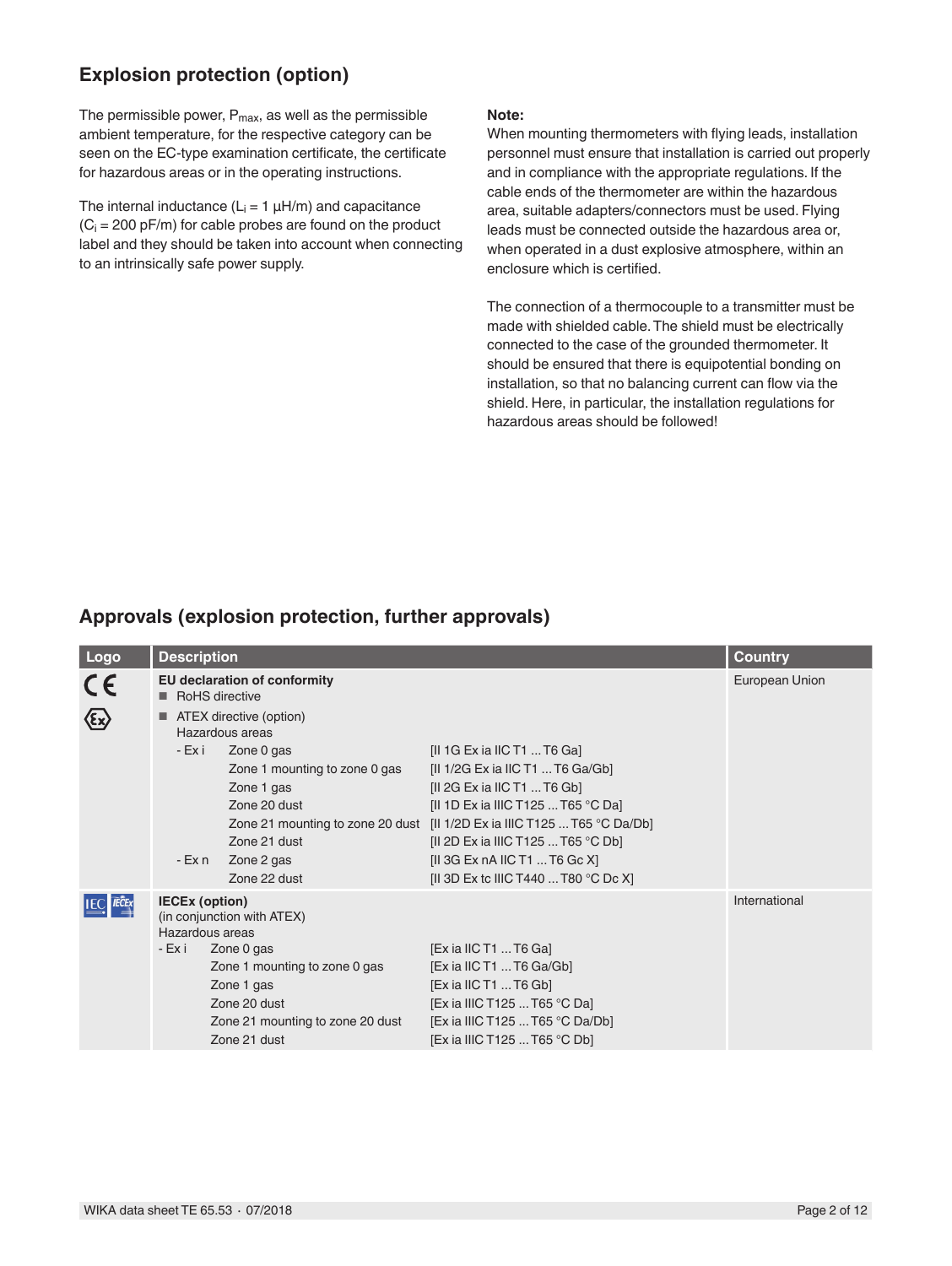## Explosion protection (option)

The permissible power, $P_{max}$, as well as the permissible ambient temperature, for the respective category can be seen on the EC-type examination certificate, the certificate for hazardous areas or in the operating instructions.

The internal inductance ($L_i$ = 1 µH/m) and capacitance ($C_i$ = 200 pF/m) for cable probes are found on the product label and they should be taken into account when connecting to an intrinsically safe power supply.

**Note:**
When mounting thermometers with flying leads, installation personnel must ensure that installation is carried out properly and in compliance with the appropriate regulations. If the cable ends of the thermometer are within the hazardous area, suitable adapters/connectors must be used. Flying leads must be connected outside the hazardous area or, when operated in a dust explosive atmosphere, within an enclosure which is certified.

The connection of a thermocouple to a transmitter must be made with shielded cable. The shield must be electrically connected to the case of the grounded thermometer. It should be ensured that there is equipotential bonding on installation, so that no balancing current can flow via the shield. Here, in particular, the installation regulations for hazardous areas should be followed!

## Approvals (explosion protection, further approvals)

| Logo | Description | | | Country |
|---|---|---|---|---|
| CE, Ex | **EU declaration of conformity** | | | European Union |
| | ■ RoHS directive | | | |
| | ■ ATEX directive (option)<br>Hazardous areas | | | |
| | - Ex i | Zone 0 gas | [II 1G Ex ia IIC T1 ... T6 Ga] | |
| | | Zone 1 mounting to zone 0 gas | [II 1/2G Ex ia IIC T1 ... T6 Ga/Gb] | |
| | | Zone 1 gas | [II 2G Ex ia IIC T1 ... T6 Gb] | |
| | | Zone 20 dust | [II 1D Ex ia IIIC T125 ... T65 °C Da] | |
| | | Zone 21 mounting to zone 20 dust | [II 1/2D Ex ia IIIC T125 ... T65 °C Da/Db] | |
| | | Zone 21 dust | [II 2D Ex ia IIIC T125 ... T65 °C Db] | |
| | - Ex n | Zone 2 gas | [II 3G Ex nA IIC T1 ... T6 Gc X] | |
| | | Zone 22 dust | [II 3D Ex tc IIIC T440 ... T80 °C Dc X] | |
| IEC, IECEx | **IECEx (option)**<br>(in conjunction with ATEX)<br>Hazardous areas | | | International |
| | - Ex i | Zone 0 gas | [Ex ia IIC T1 ... T6 Ga] | |
| | | Zone 1 mounting to zone 0 gas | [Ex ia IIC T1 ... T6 Ga/Gb] | |
| | | Zone 1 gas | [Ex ia IIC T1 ... T6 Gb] | |
| | | Zone 20 dust | [Ex ia IIIC T125 ... T65 °C Da] | |
| | | Zone 21 mounting to zone 20 dust | [Ex ia IIIC T125 ... T65 °C Da/Db] | |
| | | Zone 21 dust | [Ex ia IIIC T125 ... T65 °C Db] | |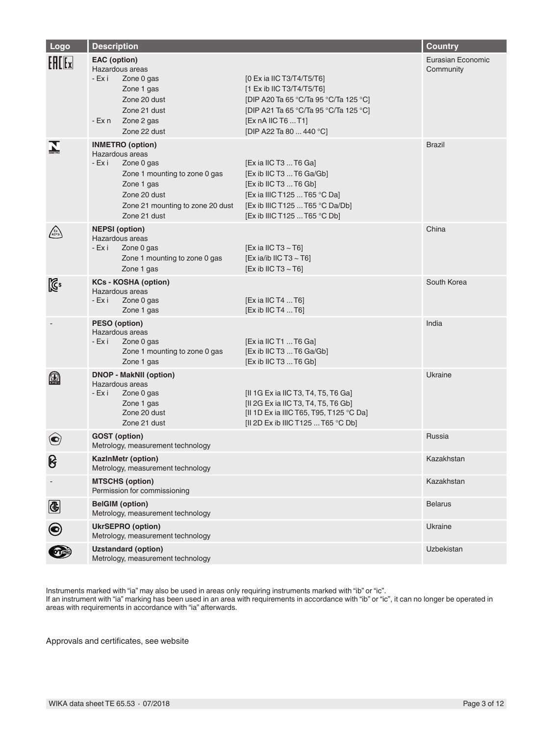| Logo | Description | | | Country |
|---|---|---|---|---|
| | **EAC (option)**<br>Hazardous areas | | | Eurasian Economic Community |
| | - Ex i | Zone 0 gas | [0 Ex ia IIC T3/T4/T5/T6] | |
| | | Zone 1 gas | [1 Ex ib IIC T3/T4/T5/T6] | |
| | | Zone 20 dust | [DIP A20 Ta 65 °C/Ta 95 °C/Ta 125 °C] | |
| | | Zone 21 dust | [DIP A21 Ta 65 °C/Ta 95 °C/Ta 125 °C] | |
| | - Ex n | Zone 2 gas | [Ex nA IIC T6 ... T1] | |
| | | Zone 22 dust | [DIP A22 Ta 80 ... 440 °C] | |
| | **INMETRO (option)**<br>Hazardous areas | | | Brazil |
| | - Ex i | Zone 0 gas | [Ex ia IIC T3 ... T6 Ga] | |
| | | Zone 1 mounting to zone 0 gas | [Ex ib IIC T3 ... T6 Ga/Gb] | |
| | | Zone 1 gas | [Ex ib IIC T3 ... T6 Gb] | |
| | | Zone 20 dust | [Ex ia IIIC T125 ... T65 °C Da] | |
| | | Zone 21 mounting to zone 20 dust | [Ex ib IIIC T125 ... T65 °C Da/Db] | |
| | | Zone 21 dust | [Ex ib IIIC T125 ... T65 °C Db] | |
| | **NEPSI (option)**<br>Hazardous areas | | | China |
| | - Ex i | Zone 0 gas | [Ex ia IIC T3 ~ T6] | |
| | | Zone 1 mounting to zone 0 gas | [Ex ia/ib IIC T3 ~ T6] | |
| | | Zone 1 gas | [Ex ib IIC T3 ~ T6] | |
| | **KCs - KOSHA (option)**<br>Hazardous areas | | | South Korea |
| | - Ex i | Zone 0 gas | [Ex ia IIC T4 ... T6] | |
| | | Zone 1 gas | [Ex ib IIC T4 ... T6] | |
| - | **PESO (option)**<br>Hazardous areas | | | India |
| | - Ex i | Zone 0 gas | [Ex ia IIC T1 ... T6 Ga] | |
| | | Zone 1 mounting to zone 0 gas | [Ex ib IIC T3 ... T6 Ga/Gb] | |
| | | Zone 1 gas | [Ex ib IIC T3 ... T6 Gb] | |
| | **DNOP - MakNII (option)**<br>Hazardous areas | | | Ukraine |
| | - Ex i | Zone 0 gas | [II 1G Ex ia IIC T3, T4, T5, T6 Ga] | |
| | | Zone 1 gas | [II 2G Ex ia IIC T3, T4, T5, T6 Gb] | |
| | | Zone 20 dust | [II 1D Ex ia IIIC T65, T95, T125 °C Da] | |
| | | Zone 21 dust | [II 2D Ex ib IIIC T125 ... T65 °C Db] | |
| | **GOST (option)**<br>Metrology, measurement technology | | | Russia |
| | **KazInMetr (option)**<br>Metrology, measurement technology | | | Kazakhstan |
| - | **MTSCHS (option)**<br>Permission for commissioning | | | Kazakhstan |
| | **BelGIM (option)**<br>Metrology, measurement technology | | | Belarus |
| | **UkrSEPRO (option)**<br>Metrology, measurement technology | | | Ukraine |
| | **Uzstandard (option)**<br>Metrology, measurement technology | | | Uzbekistan |

Instruments marked with "ia" may also be used in areas only requiring instruments marked with "ib" or "ic".
If an instrument with "ia" marking has been used in an area with requirements in accordance with "ib" or "ic", it can no longer be operated in areas with requirements in accordance with "ia" afterwards.

Approvals and certificates, see website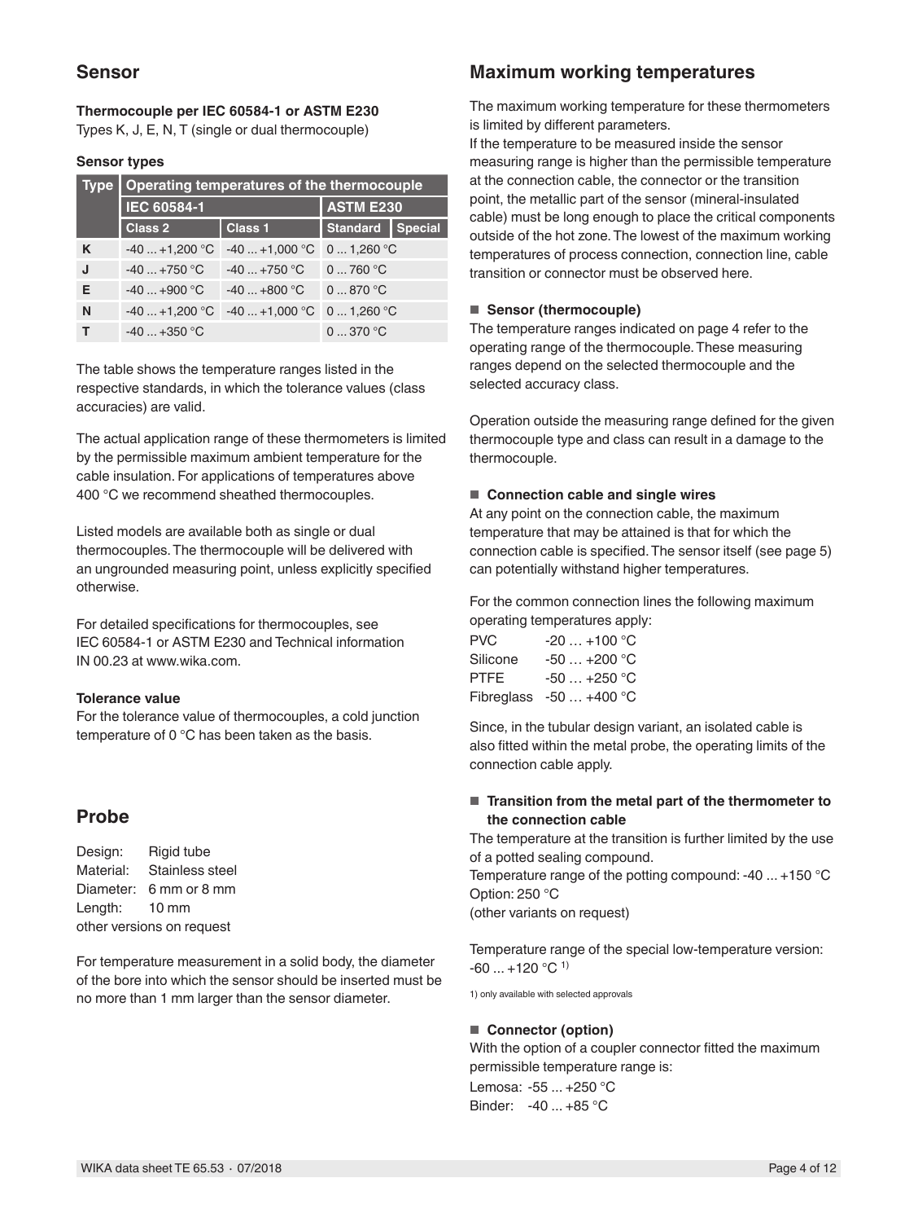## Sensor

**Thermocouple per IEC 60584-1 or ASTM E230**
Types K, J, E, N, T (single or dual thermocouple)

**Sensor types**

| Type | Operating temperatures of the thermocouple | | | |
|---|---|---|---|---|
| | IEC 60584-1 | | ASTM E230 | |
| | Class 2 | Class 1 | Standard | Special |
| K | -40 ... +1,200 °C | -40 ... +1,000 °C | 0 ... 1,260 °C | |
| J | -40 ... +750 °C | -40 ... +750 °C | 0 ... 760 °C | |
| E | -40 ... +900 °C | -40 ... +800 °C | 0 ... 870 °C | |
| N | -40 ... +1,200 °C | -40 ... +1,000 °C | 0 ... 1,260 °C | |
| T | -40 ... +350 °C | | 0 ... 370 °C | |

The table shows the temperature ranges listed in the respective standards, in which the tolerance values (class accuracies) are valid.

The actual application range of these thermometers is limited by the permissible maximum ambient temperature for the cable insulation. For applications of temperatures above 400 °C we recommend sheathed thermocouples.

Listed models are available both as single or dual thermocouples. The thermocouple will be delivered with an ungrounded measuring point, unless explicitly specified otherwise.

For detailed specifications for thermocouples, see IEC 60584-1 or ASTM E230 and Technical information IN 00.23 at www.wika.com.

**Tolerance value**
For the tolerance value of thermocouples, a cold junction temperature of 0 °C has been taken as the basis.

## Probe

Design: Rigid tube
Material: Stainless steel
Diameter: 6 mm or 8 mm
Length: 10 mm
other versions on request

For temperature measurement in a solid body, the diameter of the bore into which the sensor should be inserted must be no more than 1 mm larger than the sensor diameter.

## Maximum working temperatures

The maximum working temperature for these thermometers is limited by different parameters.
If the temperature to be measured inside the sensor measuring range is higher than the permissible temperature at the connection cable, the connector or the transition point, the metallic part of the sensor (mineral-insulated cable) must be long enough to place the critical components outside of the hot zone. The lowest of the maximum working temperatures of process connection, connection line, cable transition or connector must be observed here.

■ **Sensor (thermocouple)**
The temperature ranges indicated on page 4 refer to the operating range of the thermocouple. These measuring ranges depend on the selected thermocouple and the selected accuracy class.

Operation outside the measuring range defined for the given thermocouple type and class can result in a damage to the thermocouple.

■ **Connection cable and single wires**
At any point on the connection cable, the maximum temperature that may be attained is that for which the connection cable is specified. The sensor itself (see page 5) can potentially withstand higher temperatures.

For the common connection lines the following maximum operating temperatures apply:

PVC -20 … +100 °C
Silicone -50 … +200 °C
PTFE -50 … +250 °C
Fibreglass -50 … +400 °C

Since, in the tubular design variant, an isolated cable is also fitted within the metal probe, the operating limits of the connection cable apply.

■ **Transition from the metal part of the thermometer to the connection cable**
The temperature at the transition is further limited by the use of a potted sealing compound.
Temperature range of the potting compound: -40 ... +150 °C
Option: 250 °C
(other variants on request)

Temperature range of the special low-temperature version: -60 ... +120 °C [1)]

1) only available with selected approvals

■ **Connector (option)**
With the option of a coupler connector fitted the maximum permissible temperature range is:
Lemosa: -55 ... +250 °C
Binder: -40 ... +85 °C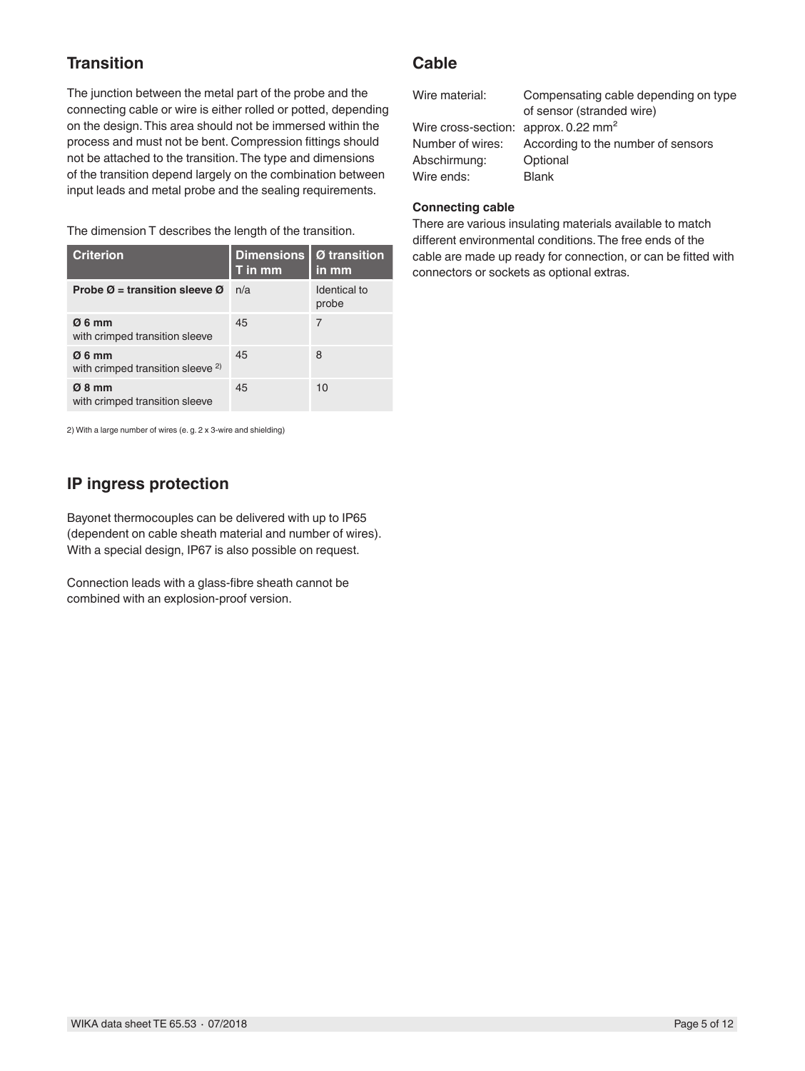## Transition

The junction between the metal part of the probe and the connecting cable or wire is either rolled or potted, depending on the design. This area should not be immersed within the process and must not be bent. Compression fittings should not be attached to the transition. The type and dimensions of the transition depend largely on the combination between input leads and metal probe and the sealing requirements.

The dimension T describes the length of the transition.

| Criterion | Dimensions T in mm | Ø transition in mm |
|---|---|---|
| **Probe Ø = transition sleeve Ø** | n/a | Identical to probe |
| **Ø 6 mm** with crimped transition sleeve | 45 | 7 |
| **Ø 6 mm** with crimped transition sleeve [2)] | 45 | 8 |
| **Ø 8 mm** with crimped transition sleeve | 45 | 10 |

2) With a large number of wires (e. g. 2 x 3-wire and shielding)

## IP ingress protection

Bayonet thermocouples can be delivered with up to IP65 (dependent on cable sheath material and number of wires). With a special design, IP67 is also possible on request.

Connection leads with a glass-fibre sheath cannot be combined with an explosion-proof version.

## Cable

| | |
|---|---|
| Wire material: | Compensating cable depending on type of sensor (stranded wire) |
| Wire cross-section: | approx. 0.22 $mm^2$ |
| Number of wires: | According to the number of sensors |
| Abschirmung: | Optional |
| Wire ends: | Blank |

**Connecting cable**

There are various insulating materials available to match different environmental conditions. The free ends of the cable are made up ready for connection, or can be fitted with connectors or sockets as optional extras.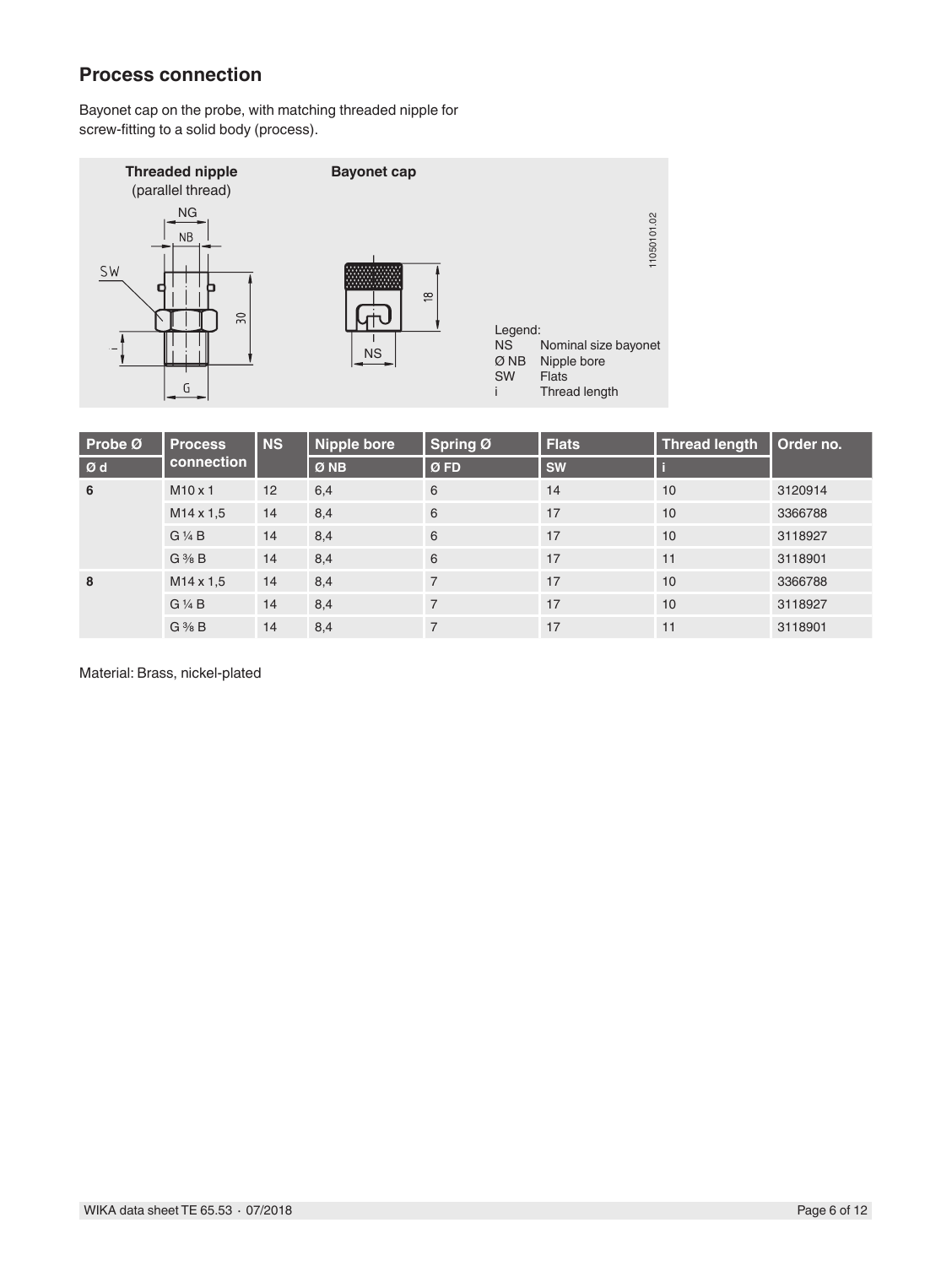## Process connection

Bayonet cap on the probe, with matching threaded nipple for screw-fitting to a solid body (process).

**Threaded nipple** (parallel thread)

**Bayonet cap**

Legend:
NS Nominal size bayonet
Ø NB Nipple bore
SW Flats
i Thread length

| Probe Ø | Process connection | NS | Nipple bore | Spring Ø | Flats | Thread length | Order no. |
|---|---|---|---|---|---|---|---|
| Ø d | | | Ø NB | Ø FD | SW | i | |
| **6** | M10 x 1 | 12 | 6,4 | 6 | 14 | 10 | 3120914 |
| | M14 x 1,5 | 14 | 8,4 | 6 | 17 | 10 | 3366788 |
| | G ¼ B | 14 | 8,4 | 6 | 17 | 10 | 3118927 |
| | G ⅜ B | 14 | 8,4 | 6 | 17 | 11 | 3118901 |
| **8** | M14 x 1,5 | 14 | 8,4 | 7 | 17 | 10 | 3366788 |
| | G ¼ B | 14 | 8,4 | 7 | 17 | 10 | 3118927 |
| | G ⅜ B | 14 | 8,4 | 7 | 17 | 11 | 3118901 |

Material: Brass, nickel-plated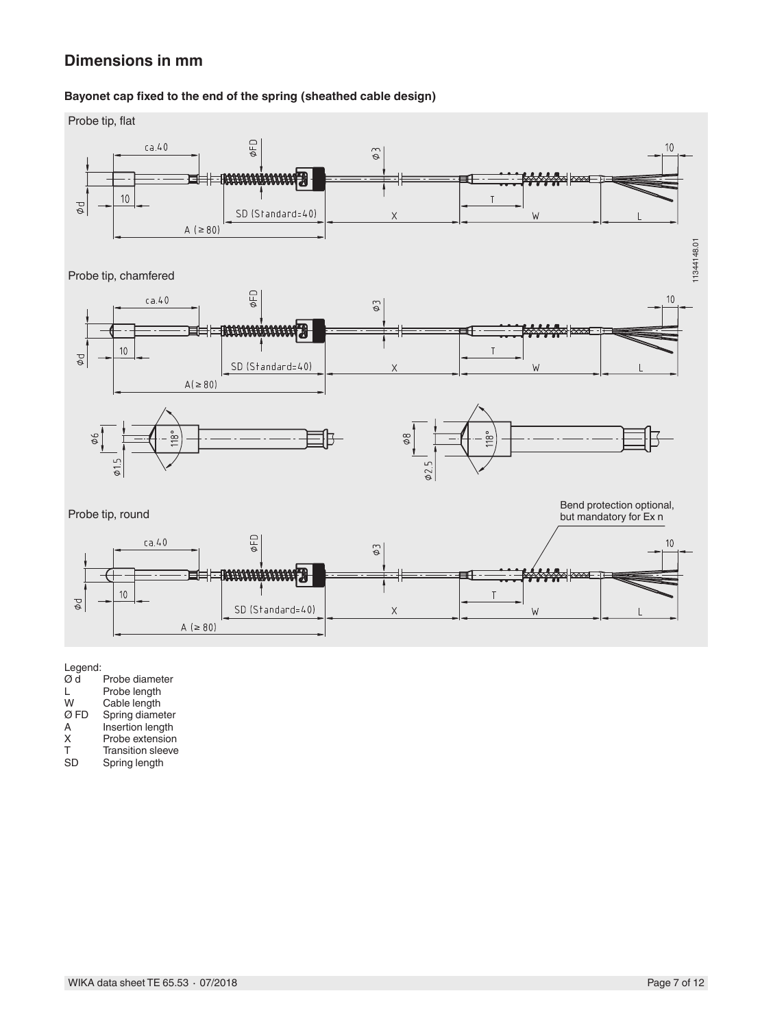## Dimensions in mm

### Bayonet cap fixed to the end of the spring (sheathed cable design)

Probe tip, flat

Probe tip, chamfered

Probe tip, round

Bend protection optional, but mandatory for Ex n

Legend:

| | |
|---|---|
| Ø d | Probe diameter |
| L | Probe length |
| W | Cable length |
| Ø FD | Spring diameter |
| A | Insertion length |
| X | Probe extension |
| T | Transition sleeve |
| SD | Spring length |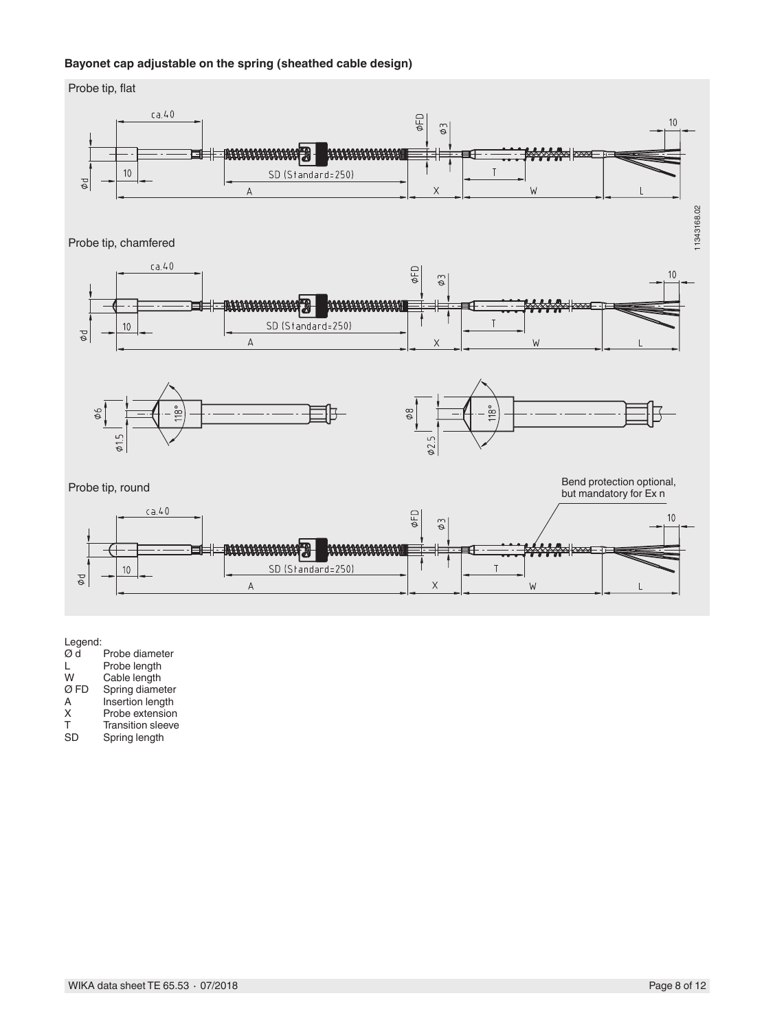**Bayonet cap adjustable on the spring (sheathed cable design)**

Probe tip, flat

Probe tip, chamfered

Probe tip, round

Bend protection optional, but mandatory for Ex n

Legend:

| | |
|---|---|
| Ø d | Probe diameter |
| L | Probe length |
| W | Cable length |
| Ø FD | Spring diameter |
| A | Insertion length |
| X | Probe extension |
| T | Transition sleeve |
| SD | Spring length |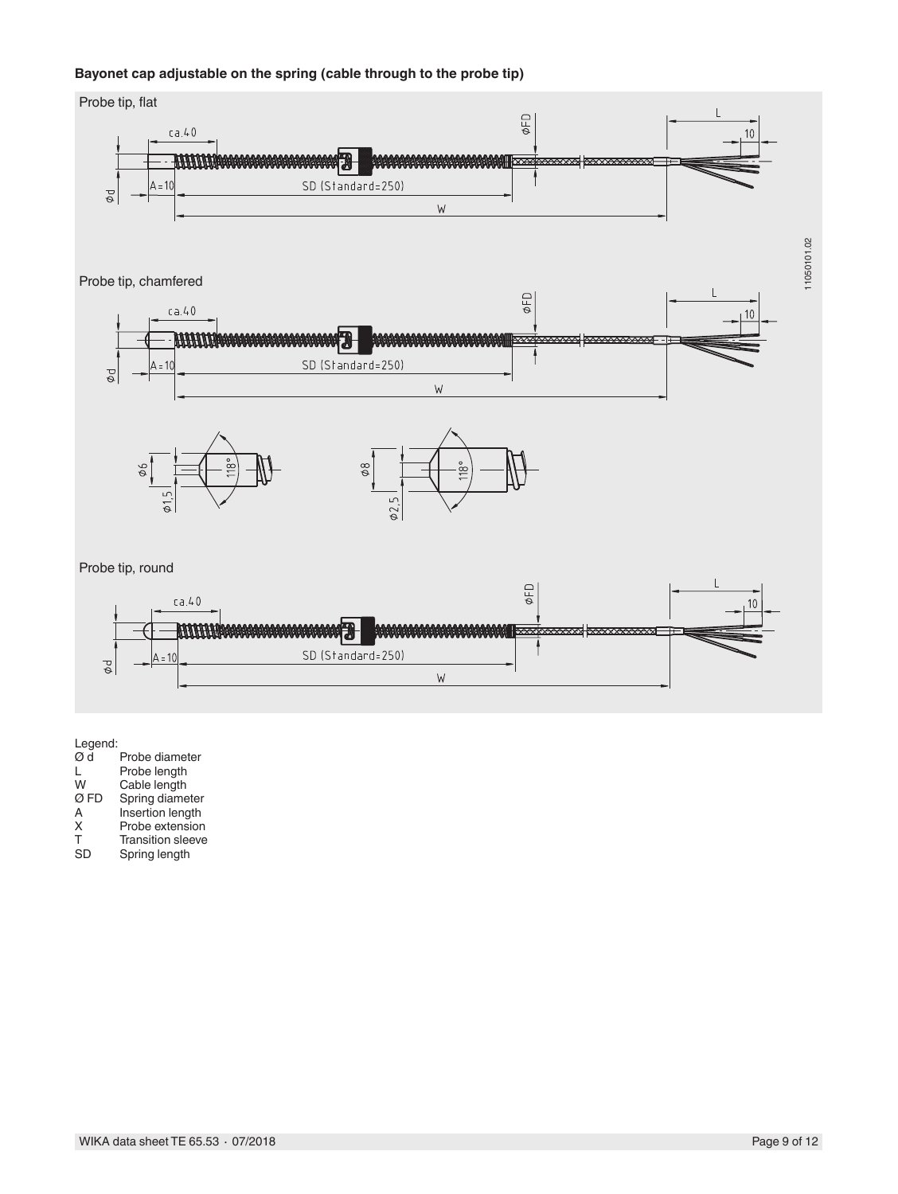**Bayonet cap adjustable on the spring (cable through to the probe tip)**

Probe tip, flat

Probe tip, chamfered

Probe tip, round

Legend:

| | |
|---|---|
| Ø d | Probe diameter |
| L | Probe length |
| W | Cable length |
| Ø FD | Spring diameter |
| A | Insertion length |
| X | Probe extension |
| T | Transition sleeve |
| SD | Spring length |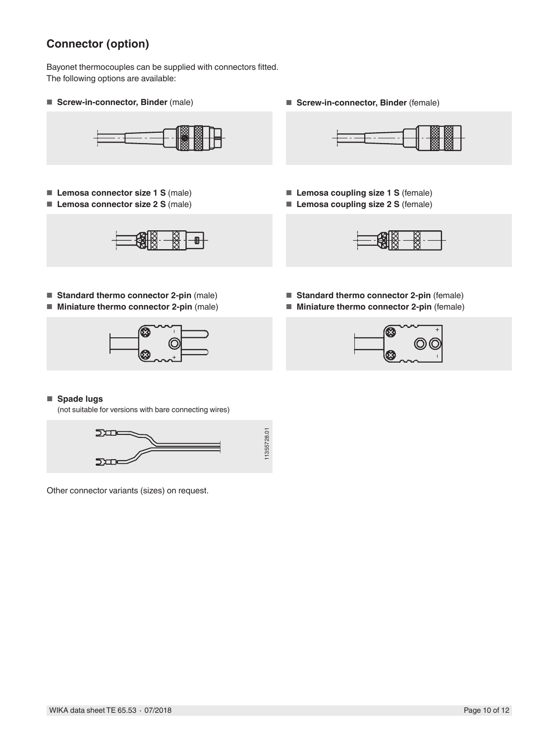## Connector (option)

Bayonet thermocouples can be supplied with connectors fitted.
The following options are available:

- **Screw-in-connector, Binder** (male)
- **Screw-in-connector, Binder** (female)

- **Lemosa connector size 1 S** (male)
- **Lemosa connector size 2 S** (male)

- **Lemosa coupling size 1 S** (female)
- **Lemosa coupling size 2 S** (female)

- **Standard thermo connector 2-pin** (male)
- **Miniature thermo connector 2-pin** (male)

- **Standard thermo connector 2-pin** (female)
- **Miniature thermo connector 2-pin** (female)

- **Spade lugs**
  (not suitable for versions with bare connecting wires)

11355728.01

Other connector variants (sizes) on request.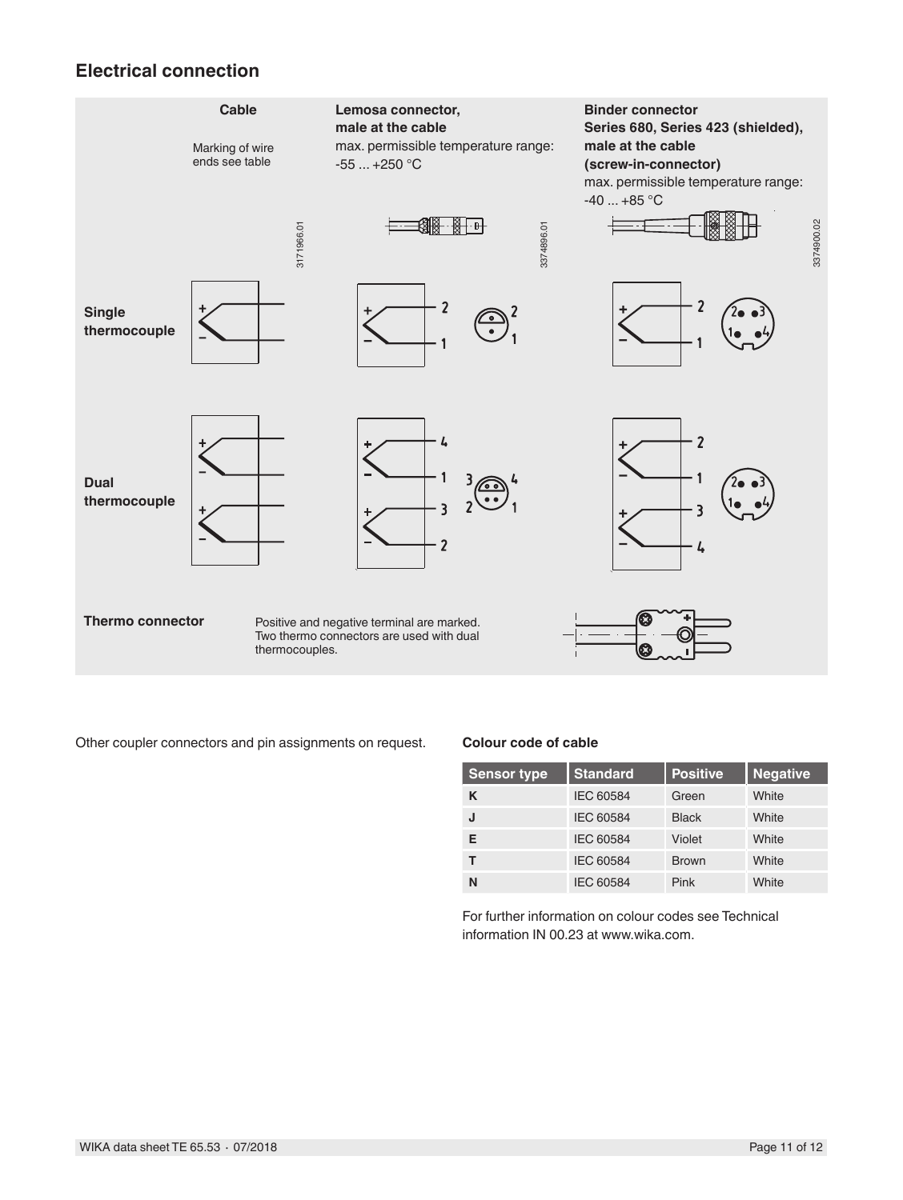## Electrical connection

| | Cable | Lemosa connector, male at the cable | Binder connector Series 680, Series 423 (shielded), male at the cable (screw-in-connector) |
|---|---|---|---|
| | Marking of wire ends see table | max. permissible temperature range: -55 ... +250 °C | max. permissible temperature range: -40 ... +85 °C |
| **Single thermocouple** | +, − | + → 2, − → 1 | + → 2, − → 1 |
| **Dual thermocouple** | +, −, +, − | + → 4, − → 1, + → 3, − → 2 | + → 2, − → 1, + → 3, − → 4 |

**Thermo connector**

Positive and negative terminal are marked. Two thermo connectors are used with dual thermocouples.

Other coupler connectors and pin assignments on request.

**Colour code of cable**

| Sensor type | Standard | Positive | Negative |
|---|---|---|---|
| K | IEC 60584 | Green | White |
| J | IEC 60584 | Black | White |
| E | IEC 60584 | Violet | White |
| T | IEC 60584 | Brown | White |
| N | IEC 60584 | Pink | White |

For further information on colour codes see Technical information IN 00.23 at www.wika.com.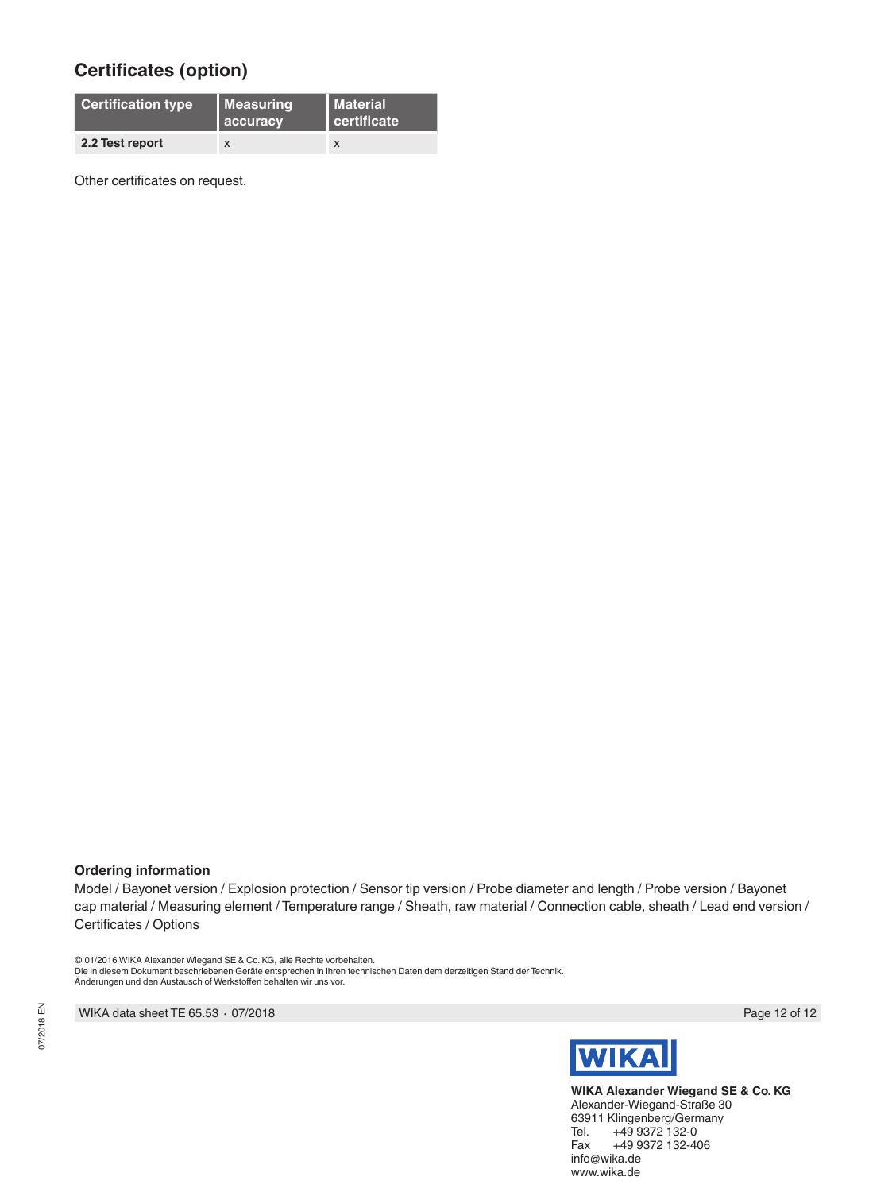## Certificates (option)

| Certification type | Measuring accuracy | Material certificate |
|---|---|---|
| **2.2 Test report** | x | x |

Other certificates on request.

**Ordering information**

Model / Bayonet version / Explosion protection / Sensor tip version / Probe diameter and length / Probe version / Bayonet cap material / Measuring element / Temperature range / Sheath, raw material / Connection cable, sheath / Lead end version / Certificates / Options

© 01/2016 WIKA Alexander Wiegand SE & Co. KG, alle Rechte vorbehalten.
Die in diesem Dokument beschriebenen Geräte entsprechen in ihren technischen Daten dem derzeitigen Stand der Technik.
Änderungen und den Austausch of Werkstoffen behalten wir uns vor.

**WIKA Alexander Wiegand SE & Co. KG**
Alexander-Wiegand-Straße 30
63911 Klingenberg/Germany
Tel. +49 9372 132-0
Fax +49 9372 132-406
info@wika.de
www.wika.de